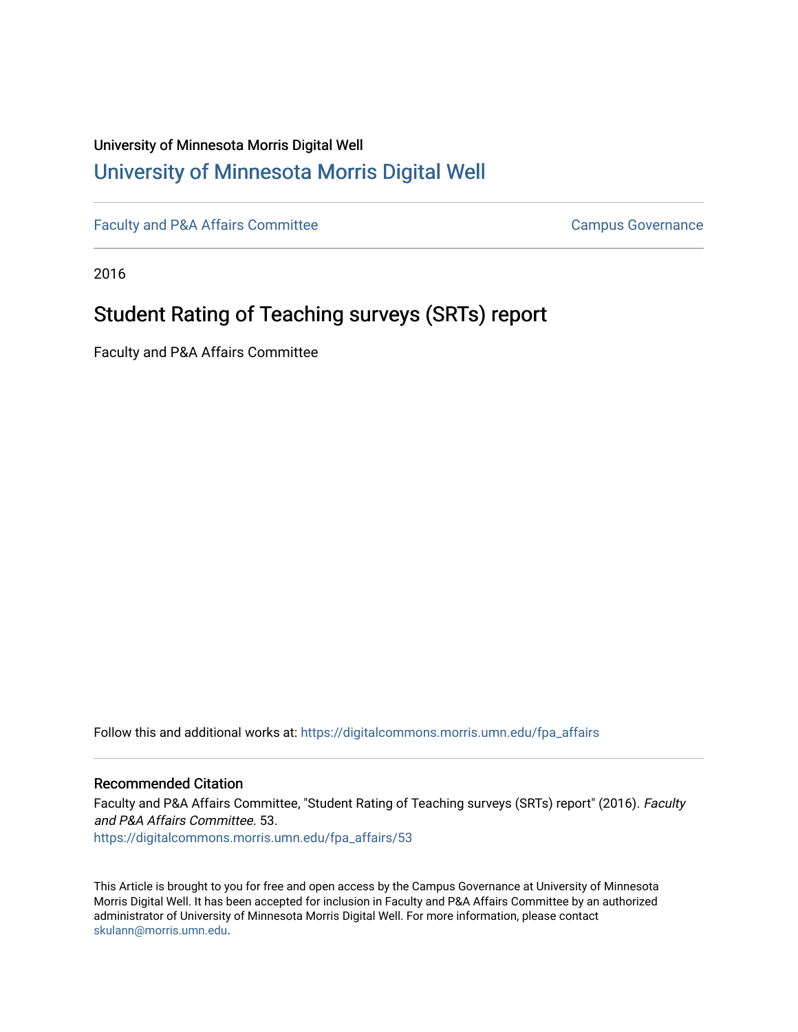University of Minnesota Morris Digital Well

## University of Minnesota Morris Digital Well

Faculty and P&A Affairs Committee | Campus Governance

2016

# Student Rating of Teaching surveys (SRTs) report

Faculty and P&A Affairs Committee

Follow this and additional works at: https://digitalcommons.morris.umn.edu/fpa_affairs

### Recommended Citation

Faculty and P&A Affairs Committee, "Student Rating of Teaching surveys (SRTs) report" (2016). *Faculty and P&A Affairs Committee*. 53.
https://digitalcommons.morris.umn.edu/fpa_affairs/53

This Article is brought to you for free and open access by the Campus Governance at University of Minnesota Morris Digital Well. It has been accepted for inclusion in Faculty and P&A Affairs Committee by an authorized administrator of University of Minnesota Morris Digital Well. For more information, please contact skulann@morris.umn.edu.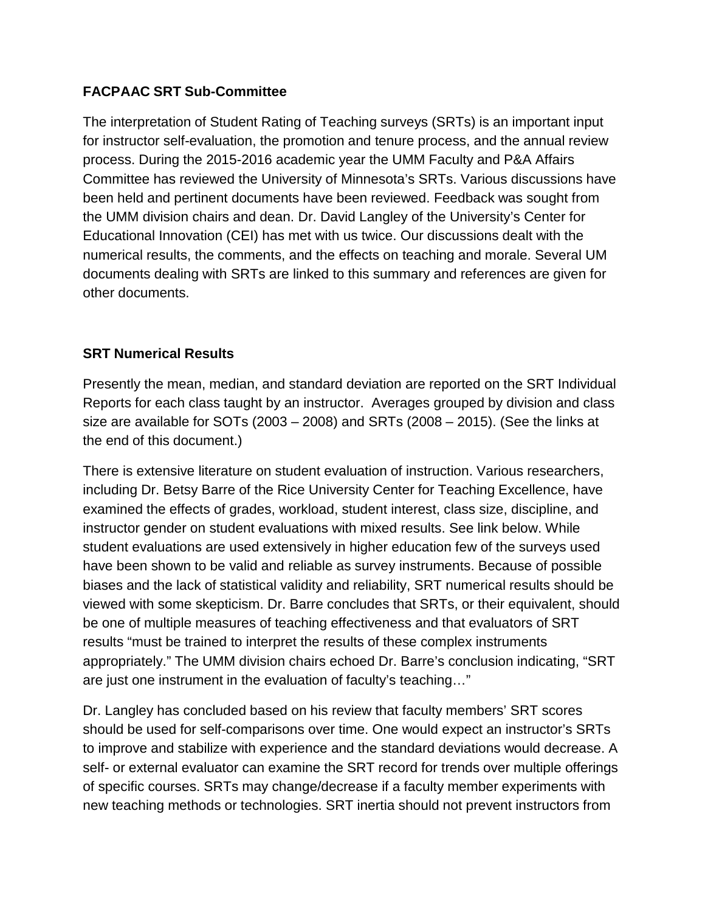**FACPAAC SRT Sub-Committee**

The interpretation of Student Rating of Teaching surveys (SRTs) is an important input for instructor self-evaluation, the promotion and tenure process, and the annual review process. During the 2015-2016 academic year the UMM Faculty and P&A Affairs Committee has reviewed the University of Minnesota's SRTs. Various discussions have been held and pertinent documents have been reviewed. Feedback was sought from the UMM division chairs and dean. Dr. David Langley of the University's Center for Educational Innovation (CEI) has met with us twice. Our discussions dealt with the numerical results, the comments, and the effects on teaching and morale. Several UM documents dealing with SRTs are linked to this summary and references are given for other documents.

**SRT Numerical Results**

Presently the mean, median, and standard deviation are reported on the SRT Individual Reports for each class taught by an instructor. Averages grouped by division and class size are available for SOTs (2003 – 2008) and SRTs (2008 – 2015). (See the links at the end of this document.)

There is extensive literature on student evaluation of instruction. Various researchers, including Dr. Betsy Barre of the Rice University Center for Teaching Excellence, have examined the effects of grades, workload, student interest, class size, discipline, and instructor gender on student evaluations with mixed results. See link below. While student evaluations are used extensively in higher education few of the surveys used have been shown to be valid and reliable as survey instruments. Because of possible biases and the lack of statistical validity and reliability, SRT numerical results should be viewed with some skepticism. Dr. Barre concludes that SRTs, or their equivalent, should be one of multiple measures of teaching effectiveness and that evaluators of SRT results "must be trained to interpret the results of these complex instruments appropriately." The UMM division chairs echoed Dr. Barre's conclusion indicating, "SRT are just one instrument in the evaluation of faculty's teaching…"

Dr. Langley has concluded based on his review that faculty members' SRT scores should be used for self-comparisons over time. One would expect an instructor's SRTs to improve and stabilize with experience and the standard deviations would decrease. A self- or external evaluator can examine the SRT record for trends over multiple offerings of specific courses. SRTs may change/decrease if a faculty member experiments with new teaching methods or technologies. SRT inertia should not prevent instructors from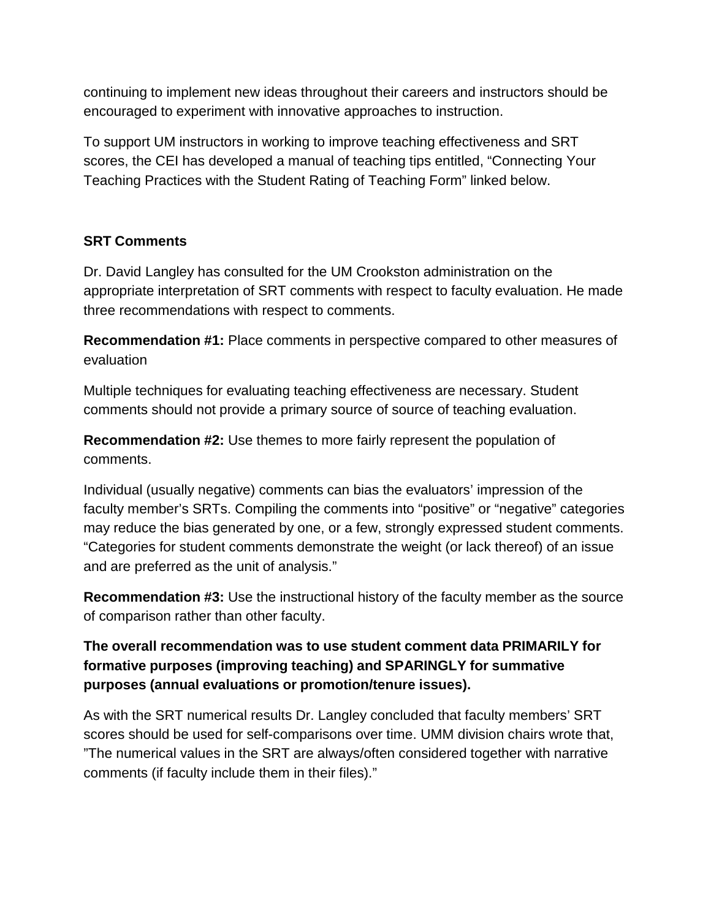continuing to implement new ideas throughout their careers and instructors should be encouraged to experiment with innovative approaches to instruction.

To support UM instructors in working to improve teaching effectiveness and SRT scores, the CEI has developed a manual of teaching tips entitled, "Connecting Your Teaching Practices with the Student Rating of Teaching Form" linked below.

**SRT Comments**

Dr. David Langley has consulted for the UM Crookston administration on the appropriate interpretation of SRT comments with respect to faculty evaluation. He made three recommendations with respect to comments.

**Recommendation #1:** Place comments in perspective compared to other measures of evaluation

Multiple techniques for evaluating teaching effectiveness are necessary. Student comments should not provide a primary source of source of teaching evaluation.

**Recommendation #2:** Use themes to more fairly represent the population of comments.

Individual (usually negative) comments can bias the evaluators' impression of the faculty member's SRTs. Compiling the comments into "positive" or "negative" categories may reduce the bias generated by one, or a few, strongly expressed student comments. "Categories for student comments demonstrate the weight (or lack thereof) of an issue and are preferred as the unit of analysis."

**Recommendation #3:** Use the instructional history of the faculty member as the source of comparison rather than other faculty.

**The overall recommendation was to use student comment data PRIMARILY for formative purposes (improving teaching) and SPARINGLY for summative purposes (annual evaluations or promotion/tenure issues).**

As with the SRT numerical results Dr. Langley concluded that faculty members' SRT scores should be used for self-comparisons over time. UMM division chairs wrote that, "The numerical values in the SRT are always/often considered together with narrative comments (if faculty include them in their files)."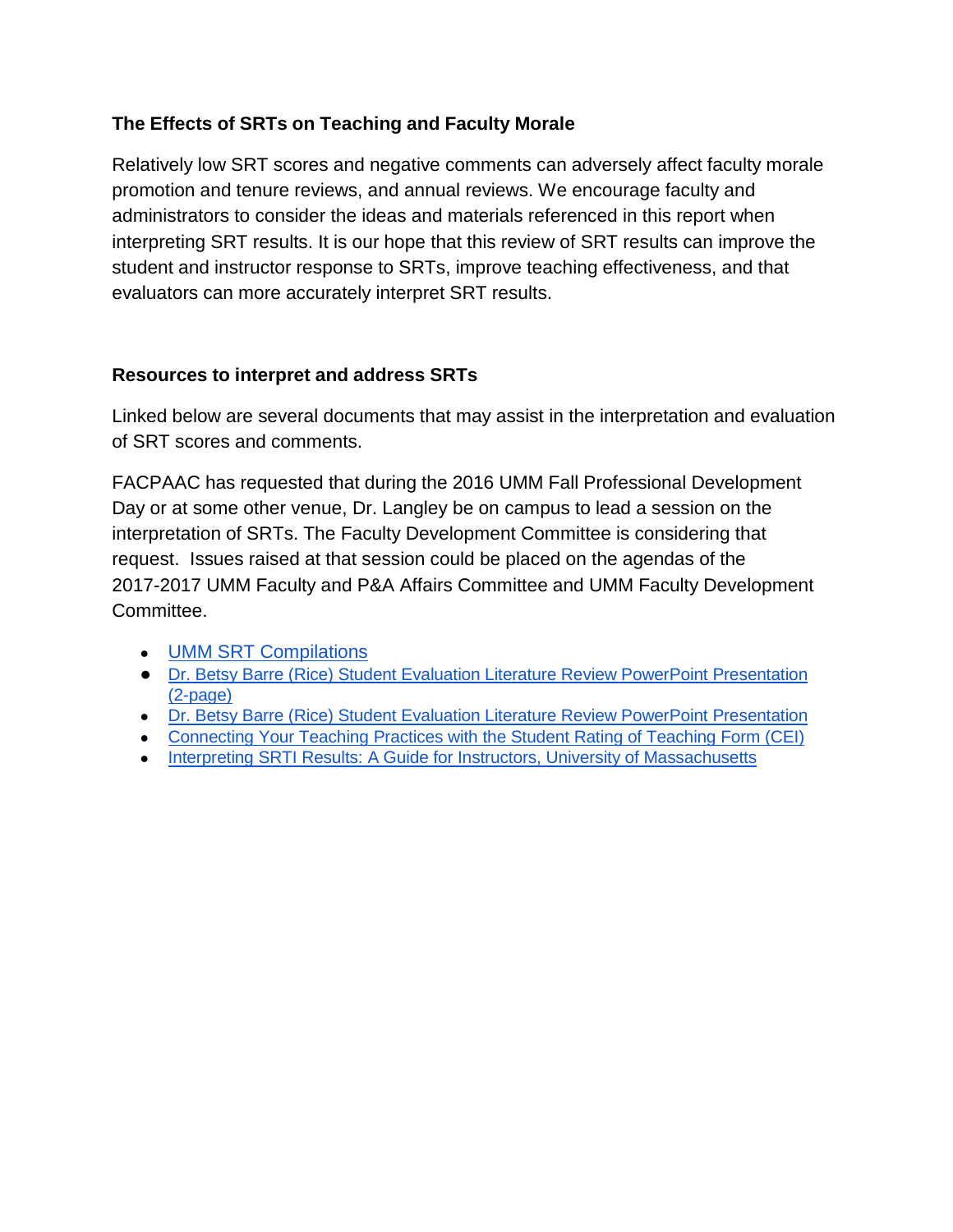### The Effects of SRTs on Teaching and Faculty Morale

Relatively low SRT scores and negative comments can adversely affect faculty morale promotion and tenure reviews, and annual reviews. We encourage faculty and administrators to consider the ideas and materials referenced in this report when interpreting SRT results. It is our hope that this review of SRT results can improve the student and instructor response to SRTs, improve teaching effectiveness, and that evaluators can more accurately interpret SRT results.

### Resources to interpret and address SRTs

Linked below are several documents that may assist in the interpretation and evaluation of SRT scores and comments.

FACPAAC has requested that during the 2016 UMM Fall Professional Development Day or at some other venue, Dr. Langley be on campus to lead a session on the interpretation of SRTs. The Faculty Development Committee is considering that request. Issues raised at that session could be placed on the agendas of the 2017-2017 UMM Faculty and P&A Affairs Committee and UMM Faculty Development Committee.

- UMM SRT Compilations
- Dr. Betsy Barre (Rice) Student Evaluation Literature Review PowerPoint Presentation (2-page)
- Dr. Betsy Barre (Rice) Student Evaluation Literature Review PowerPoint Presentation
- Connecting Your Teaching Practices with the Student Rating of Teaching Form (CEI)
- Interpreting SRTI Results: A Guide for Instructors, University of Massachusetts